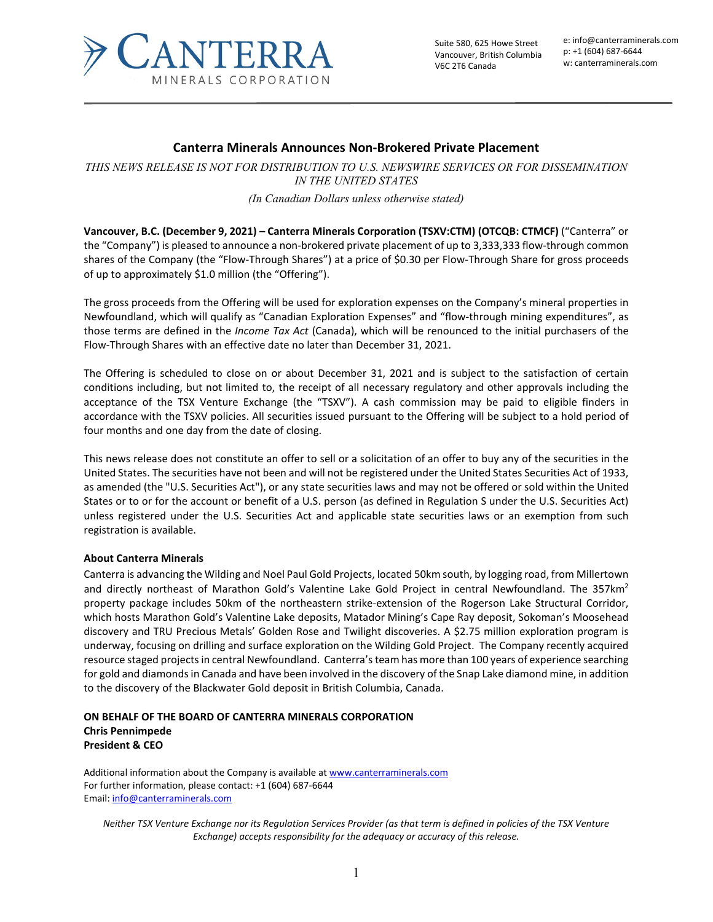# CANTERRA MINERALS CORPORATION

Suite 580, 625 Howe Street
Vancouver, British Columbia
V6C 2T6 Canada

e: info@canterraminerals.com
p: +1 (604) 687-6644
w: canterraminerals.com

## Canterra Minerals Announces Non-Brokered Private Placement

*THIS NEWS RELEASE IS NOT FOR DISTRIBUTION TO U.S. NEWSWIRE SERVICES OR FOR DISSEMINATION IN THE UNITED STATES*

*(In Canadian Dollars unless otherwise stated)*

**Vancouver, B.C. (December 9, 2021) – Canterra Minerals Corporation (TSXV:CTM) (OTCQB: CTMCF)** ("Canterra" or the "Company") is pleased to announce a non-brokered private placement of up to 3,333,333 flow-through common shares of the Company (the "Flow-Through Shares") at a price of $0.30 per Flow-Through Share for gross proceeds of up to approximately $1.0 million (the "Offering").

The gross proceeds from the Offering will be used for exploration expenses on the Company's mineral properties in Newfoundland, which will qualify as "Canadian Exploration Expenses" and "flow-through mining expenditures", as those terms are defined in the *Income Tax Act* (Canada), which will be renounced to the initial purchasers of the Flow-Through Shares with an effective date no later than December 31, 2021.

The Offering is scheduled to close on or about December 31, 2021 and is subject to the satisfaction of certain conditions including, but not limited to, the receipt of all necessary regulatory and other approvals including the acceptance of the TSX Venture Exchange (the "TSXV"). A cash commission may be paid to eligible finders in accordance with the TSXV policies. All securities issued pursuant to the Offering will be subject to a hold period of four months and one day from the date of closing.

This news release does not constitute an offer to sell or a solicitation of an offer to buy any of the securities in the United States. The securities have not been and will not be registered under the United States Securities Act of 1933, as amended (the "U.S. Securities Act"), or any state securities laws and may not be offered or sold within the United States or to or for the account or benefit of a U.S. person (as defined in Regulation S under the U.S. Securities Act) unless registered under the U.S. Securities Act and applicable state securities laws or an exemption from such registration is available.

**About Canterra Minerals**

Canterra is advancing the Wilding and Noel Paul Gold Projects, located 50km south, by logging road, from Millertown and directly northeast of Marathon Gold's Valentine Lake Gold Project in central Newfoundland. The 357km$^2$ property package includes 50km of the northeastern strike-extension of the Rogerson Lake Structural Corridor, which hosts Marathon Gold's Valentine Lake deposits, Matador Mining's Cape Ray deposit, Sokoman's Moosehead discovery and TRU Precious Metals' Golden Rose and Twilight discoveries. A $2.75 million exploration program is underway, focusing on drilling and surface exploration on the Wilding Gold Project. The Company recently acquired resource staged projects in central Newfoundland. Canterra's team has more than 100 years of experience searching for gold and diamonds in Canada and have been involved in the discovery of the Snap Lake diamond mine, in addition to the discovery of the Blackwater Gold deposit in British Columbia, Canada.

**ON BEHALF OF THE BOARD OF CANTERRA MINERALS CORPORATION**
**Chris Pennimpede**
**President & CEO**

Additional information about the Company is available at www.canterraminerals.com
For further information, please contact: +1 (604) 687-6644
Email: info@canterraminerals.com

*Neither TSX Venture Exchange nor its Regulation Services Provider (as that term is defined in policies of the TSX Venture Exchange) accepts responsibility for the adequacy or accuracy of this release.*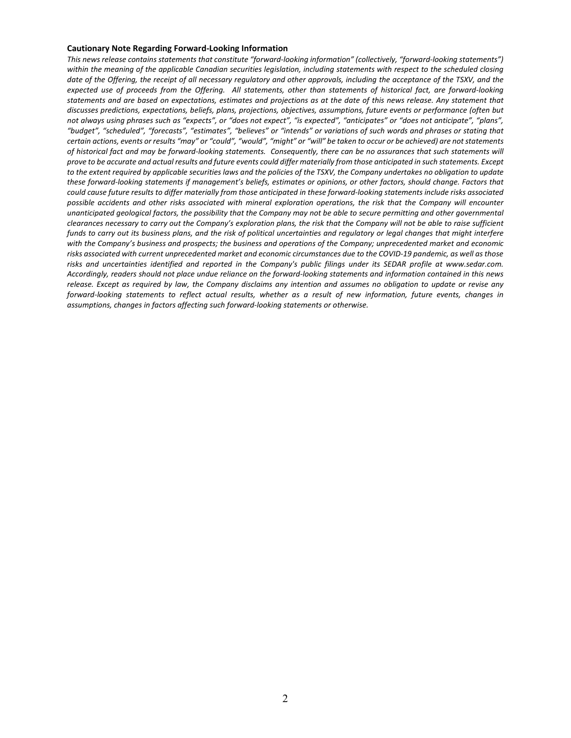**Cautionary Note Regarding Forward-Looking Information**

*This news release contains statements that constitute "forward-looking information" (collectively, "forward-looking statements") within the meaning of the applicable Canadian securities legislation, including statements with respect to the scheduled closing date of the Offering, the receipt of all necessary regulatory and other approvals, including the acceptance of the TSXV, and the expected use of proceeds from the Offering. All statements, other than statements of historical fact, are forward-looking statements and are based on expectations, estimates and projections as at the date of this news release. Any statement that discusses predictions, expectations, beliefs, plans, projections, objectives, assumptions, future events or performance (often but not always using phrases such as "expects", or "does not expect", "is expected", "anticipates" or "does not anticipate", "plans", "budget", "scheduled", "forecasts", "estimates", "believes" or "intends" or variations of such words and phrases or stating that certain actions, events or results "may" or "could", "would", "might" or "will" be taken to occur or be achieved) are not statements of historical fact and may be forward-looking statements. Consequently, there can be no assurances that such statements will prove to be accurate and actual results and future events could differ materially from those anticipated in such statements. Except to the extent required by applicable securities laws and the policies of the TSXV, the Company undertakes no obligation to update these forward-looking statements if management's beliefs, estimates or opinions, or other factors, should change. Factors that could cause future results to differ materially from those anticipated in these forward-looking statements include risks associated possible accidents and other risks associated with mineral exploration operations, the risk that the Company will encounter unanticipated geological factors, the possibility that the Company may not be able to secure permitting and other governmental clearances necessary to carry out the Company's exploration plans, the risk that the Company will not be able to raise sufficient funds to carry out its business plans, and the risk of political uncertainties and regulatory or legal changes that might interfere with the Company's business and prospects; the business and operations of the Company; unprecedented market and economic risks associated with current unprecedented market and economic circumstances due to the COVID-19 pandemic, as well as those risks and uncertainties identified and reported in the Company's public filings under its SEDAR profile at www.sedar.com. Accordingly, readers should not place undue reliance on the forward-looking statements and information contained in this news release. Except as required by law, the Company disclaims any intention and assumes no obligation to update or revise any forward-looking statements to reflect actual results, whether as a result of new information, future events, changes in assumptions, changes in factors affecting such forward-looking statements or otherwise.*